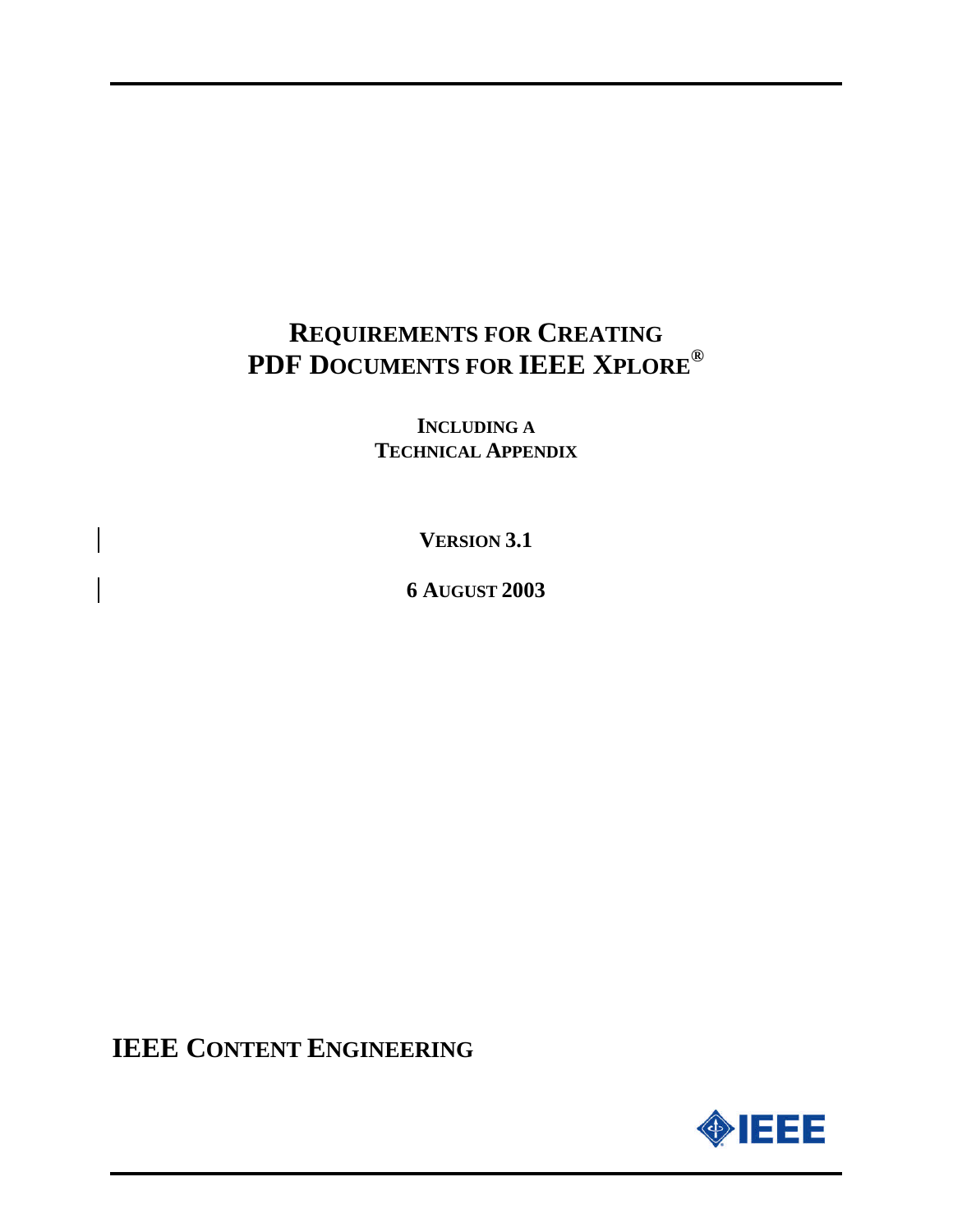# REQUIREMENTS FOR CREATING PDF DOCUMENTS FOR IEEE XPLORE®

**INCLUDING A TECHNICAL APPENDIX**

**VERSION 3.1**

**6 AUGUST 2003**

## IEEE CONTENT ENGINEERING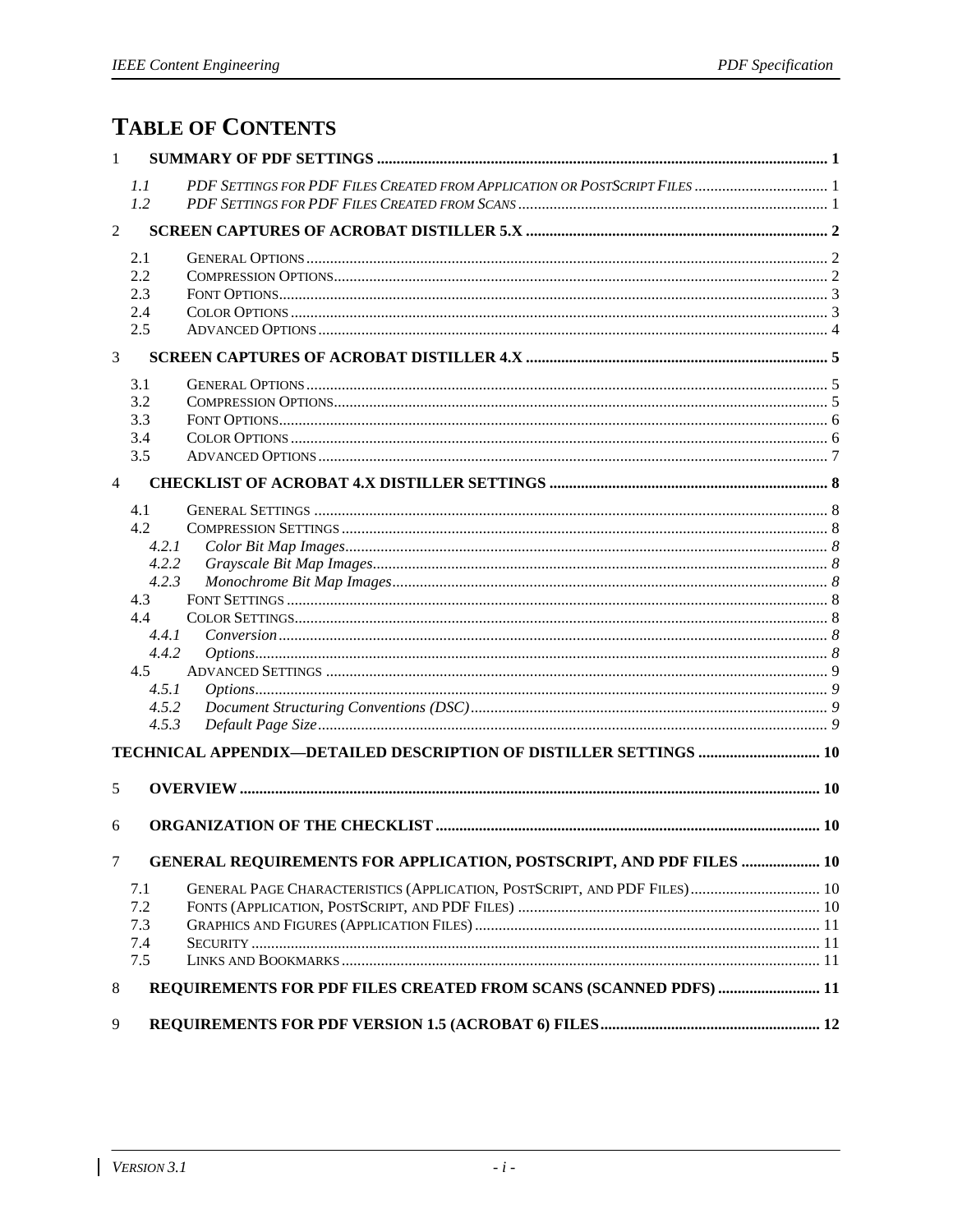# TABLE OF CONTENTS

1 **SUMMARY OF PDF SETTINGS** ..... 1

- *1.1 PDF SETTINGS FOR PDF FILES CREATED FROM APPLICATION OR POSTSCRIPT FILES* ..... 1
- *1.2 PDF SETTINGS FOR PDF FILES CREATED FROM SCANS* ..... 1

2 **SCREEN CAPTURES OF ACROBAT DISTILLER 5.X** ..... 2

- 2.1 GENERAL OPTIONS ..... 2
- 2.2 COMPRESSION OPTIONS ..... 2
- 2.3 FONT OPTIONS ..... 3
- 2.4 COLOR OPTIONS ..... 3
- 2.5 ADVANCED OPTIONS ..... 4

3 **SCREEN CAPTURES OF ACROBAT DISTILLER 4.X** ..... 5

- 3.1 GENERAL OPTIONS ..... 5
- 3.2 COMPRESSION OPTIONS ..... 5
- 3.3 FONT OPTIONS ..... 6
- 3.4 COLOR OPTIONS ..... 6
- 3.5 ADVANCED OPTIONS ..... 7

4 **CHECKLIST OF ACROBAT 4.X DISTILLER SETTINGS** ..... 8

- 4.1 GENERAL SETTINGS ..... 8
- 4.2 COMPRESSION SETTINGS ..... 8
  - *4.2.1 Color Bit Map Images* ..... 8
  - *4.2.2 Grayscale Bit Map Images* ..... 8
  - *4.2.3 Monochrome Bit Map Images* ..... 8
- 4.3 FONT SETTINGS ..... 8
- 4.4 COLOR SETTINGS ..... 8
  - *4.4.1 Conversion* ..... 8
  - *4.4.2 Options* ..... 8
- 4.5 ADVANCED SETTINGS ..... 9
  - *4.5.1 Options* ..... 9
  - *4.5.2 Document Structuring Conventions (DSC)* ..... 9
  - *4.5.3 Default Page Size* ..... 9

**TECHNICAL APPENDIX—DETAILED DESCRIPTION OF DISTILLER SETTINGS** ..... 10

5 **OVERVIEW** ..... 10

6 **ORGANIZATION OF THE CHECKLIST** ..... 10

7 **GENERAL REQUIREMENTS FOR APPLICATION, POSTSCRIPT, AND PDF FILES** ..... 10

- 7.1 GENERAL PAGE CHARACTERISTICS (APPLICATION, POSTSCRIPT, AND PDF FILES) ..... 10
- 7.2 FONTS (APPLICATION, POSTSCRIPT, AND PDF FILES) ..... 10
- 7.3 GRAPHICS AND FIGURES (APPLICATION FILES) ..... 11
- 7.4 SECURITY ..... 11
- 7.5 LINKS AND BOOKMARKS ..... 11

8 **REQUIREMENTS FOR PDF FILES CREATED FROM SCANS (SCANNED PDFS)** ..... 11

9 **REQUIREMENTS FOR PDF VERSION 1.5 (ACROBAT 6) FILES** ..... 12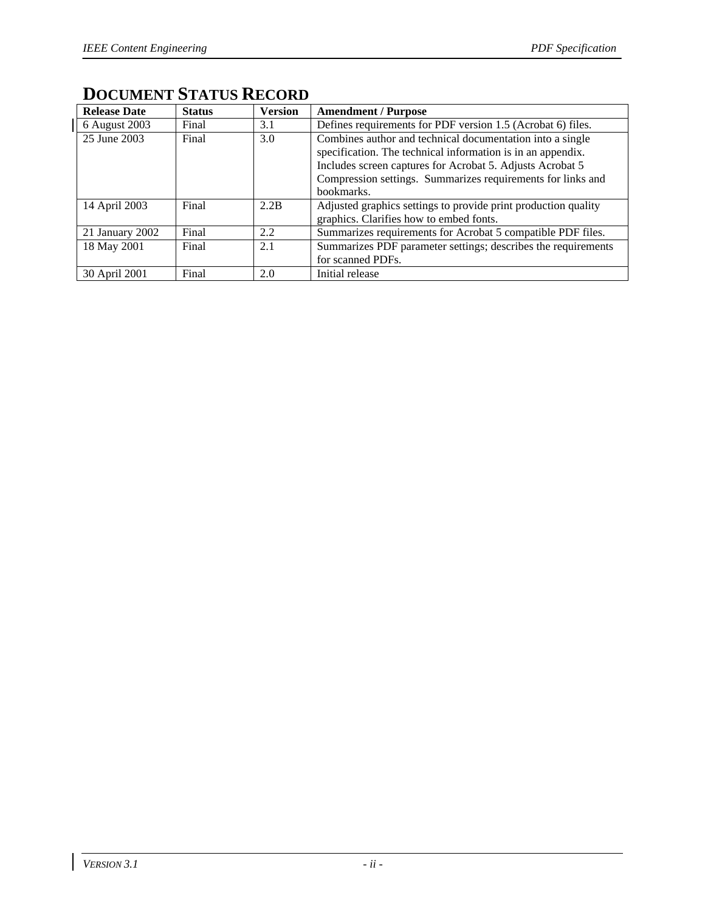# DOCUMENT STATUS RECORD

| Release Date | Status | Version | Amendment / Purpose |
|---|---|---|---|
| 6 August 2003 | Final | 3.1 | Defines requirements for PDF version 1.5 (Acrobat 6) files. |
| 25 June 2003 | Final | 3.0 | Combines author and technical documentation into a single specification. The technical information is in an appendix. Includes screen captures for Acrobat 5. Adjusts Acrobat 5 Compression settings. Summarizes requirements for links and bookmarks. |
| 14 April 2003 | Final | 2.2B | Adjusted graphics settings to provide print production quality graphics. Clarifies how to embed fonts. |
| 21 January 2002 | Final | 2.2 | Summarizes requirements for Acrobat 5 compatible PDF files. |
| 18 May 2001 | Final | 2.1 | Summarizes PDF parameter settings; describes the requirements for scanned PDFs. |
| 30 April 2001 | Final | 2.0 | Initial release |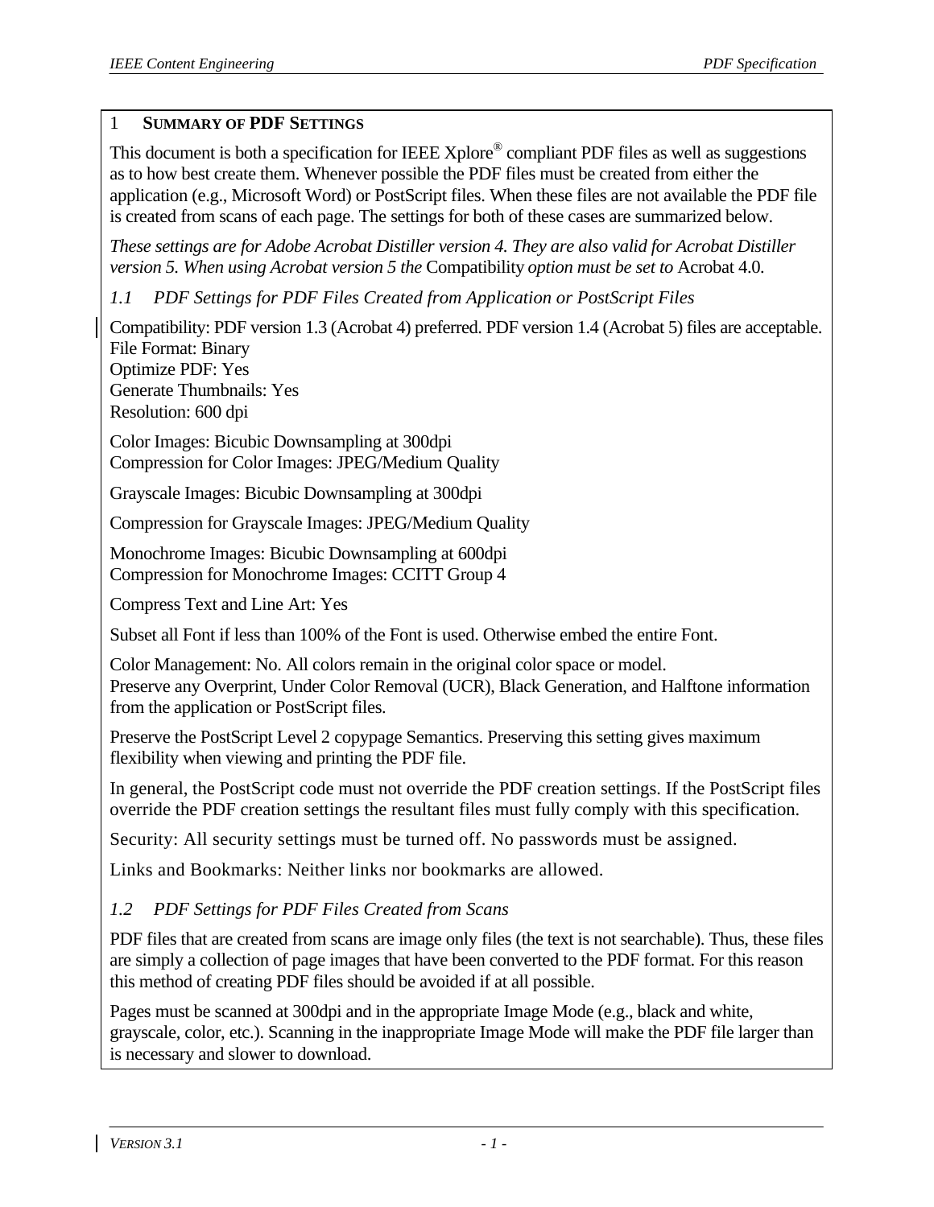# 1 SUMMARY OF PDF SETTINGS

This document is both a specification for IEEE Xplore® compliant PDF files as well as suggestions as to how best create them. Whenever possible the PDF files must be created from either the application (e.g., Microsoft Word) or PostScript files. When these files are not available the PDF file is created from scans of each page. The settings for both of these cases are summarized below.

*These settings are for Adobe Acrobat Distiller version 4. They are also valid for Acrobat Distiller version 5. When using Acrobat version 5 the* Compatibility *option must be set to* Acrobat 4.0.

## *1.1 PDF Settings for PDF Files Created from Application or PostScript Files*

Compatibility: PDF version 1.3 (Acrobat 4) preferred. PDF version 1.4 (Acrobat 5) files are acceptable.
File Format: Binary
Optimize PDF: Yes
Generate Thumbnails: Yes
Resolution: 600 dpi

Color Images: Bicubic Downsampling at 300dpi
Compression for Color Images: JPEG/Medium Quality

Grayscale Images: Bicubic Downsampling at 300dpi

Compression for Grayscale Images: JPEG/Medium Quality

Monochrome Images: Bicubic Downsampling at 600dpi
Compression for Monochrome Images: CCITT Group 4

Compress Text and Line Art: Yes

Subset all Font if less than 100% of the Font is used. Otherwise embed the entire Font.

Color Management: No. All colors remain in the original color space or model.
Preserve any Overprint, Under Color Removal (UCR), Black Generation, and Halftone information from the application or PostScript files.

Preserve the PostScript Level 2 copypage Semantics. Preserving this setting gives maximum flexibility when viewing and printing the PDF file.

In general, the PostScript code must not override the PDF creation settings. If the PostScript files override the PDF creation settings the resultant files must fully comply with this specification.

Security: All security settings must be turned off. No passwords must be assigned.

Links and Bookmarks: Neither links nor bookmarks are allowed.

## *1.2 PDF Settings for PDF Files Created from Scans*

PDF files that are created from scans are image only files (the text is not searchable). Thus, these files are simply a collection of page images that have been converted to the PDF format. For this reason this method of creating PDF files should be avoided if at all possible.

Pages must be scanned at 300dpi and in the appropriate Image Mode (e.g., black and white, grayscale, color, etc.). Scanning in the inappropriate Image Mode will make the PDF file larger than is necessary and slower to download.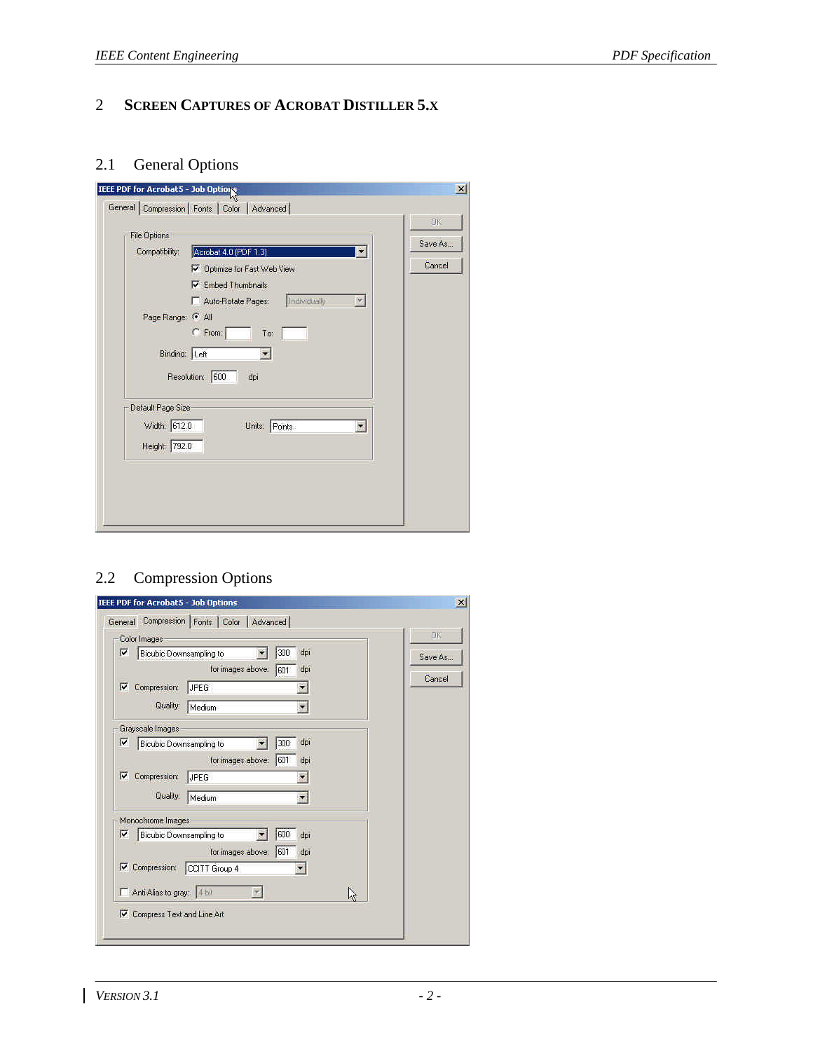## 2 SCREEN CAPTURES OF ACROBAT DISTILLER 5.X

### 2.1 General Options

IEEE PDF for Acrobat5 - Job Options

General | Compression | Fonts | Color | Advanced

File Options

Compatibility: Acrobat 4.0 (PDF 1.3)

☑ Optimize for Fast Web View

☑ Embed Thumbnails

☐ Auto-Rotate Pages: Individually

Page Range: ◉ All

○ From: To:

Binding: Left

Resolution: 600 dpi

Default Page Size

Width: 612.0 Units: Points

Height: 792.0

OK | Save As... | Cancel

### 2.2 Compression Options

IEEE PDF for Acrobat5 - Job Options

General | Compression | Fonts | Color | Advanced

Color Images

☑ Bicubic Downsampling to 300 dpi

for images above: 601 dpi

☑ Compression: JPEG

Quality: Medium

Grayscale Images

☑ Bicubic Downsampling to 300 dpi

for images above: 601 dpi

☑ Compression: JPEG

Quality: Medium

Monochrome Images

☑ Bicubic Downsampling to 600 dpi

for images above: 601 dpi

☑ Compression: CCITT Group 4

☐ Anti-Alias to gray: 4 bit

☑ Compress Text and Line Art

OK | Save As... | Cancel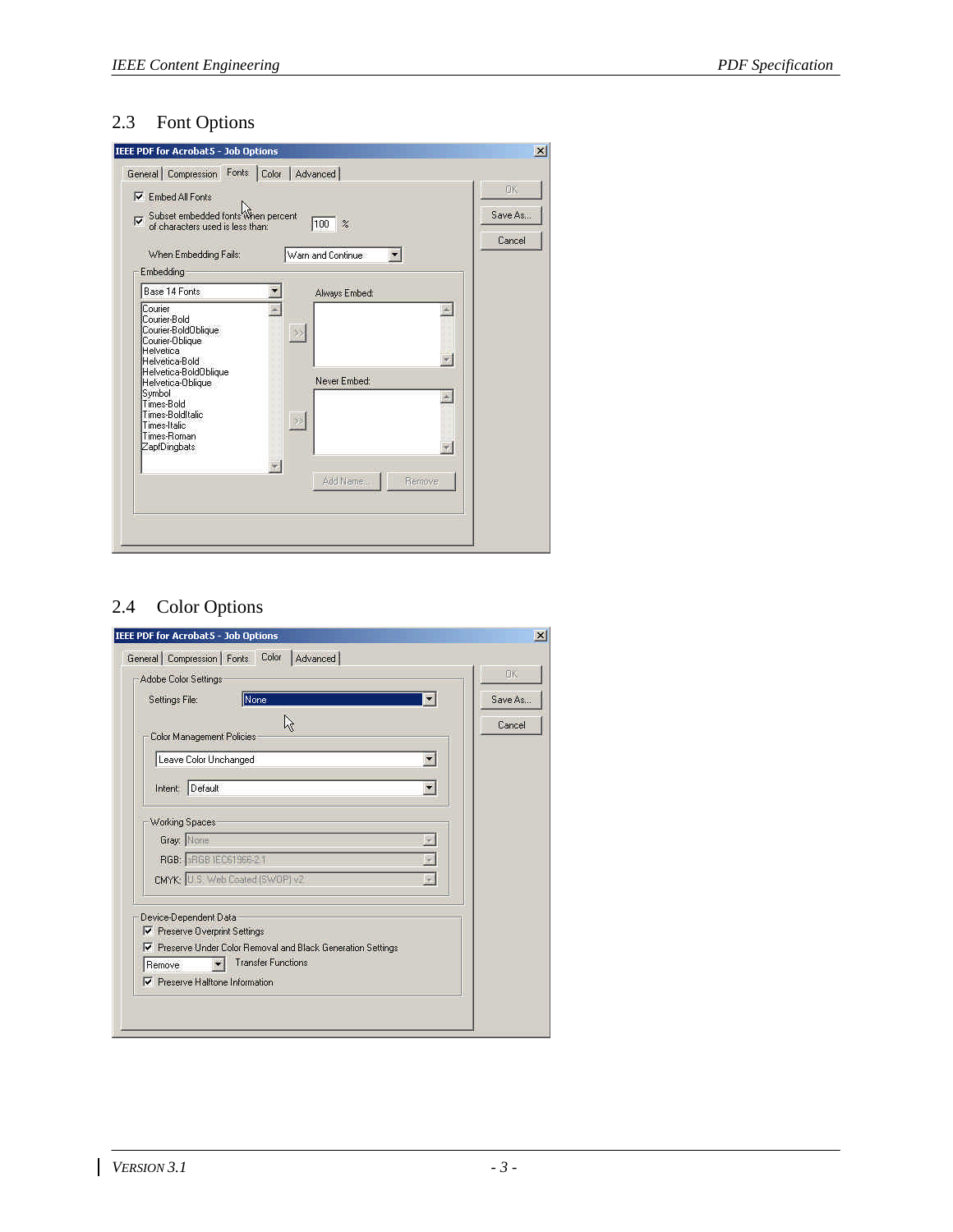## 2.3 Font Options

IEEE PDF for Acrobat5 - Job Options

General | Compression | Fonts | Color | Advanced

☑ Embed All Fonts

☑ Subset embedded fonts when percent of characters used is less than: 100 %

When Embedding Fails: Warn and Continue

Embedding

Base 14 Fonts

- Courier
- Courier-Bold
- Courier-BoldOblique
- Courier-Oblique
- Helvetica
- Helvetica-Bold
- Helvetica-BoldOblique
- Helvetica-Oblique
- Symbol
- Times-Bold
- Times-BoldItalic
- Times-Italic
- Times-Roman
- ZapfDingbats

Always Embed:

Never Embed:

Add Name... | Remove

OK | Save As... | Cancel

## 2.4 Color Options

IEEE PDF for Acrobat5 - Job Options

General | Compression | Fonts | Color | Advanced

Adobe Color Settings

Settings File: None

Color Management Policies

Leave Color Unchanged

Intent: Default

Working Spaces

Gray: None

RGB: sRGB IEC61966-2.1

CMYK: U.S. Web Coated (SWOP) v2

Device-Dependent Data

☑ Preserve Overprint Settings

☑ Preserve Under Color Removal and Black Generation Settings

Remove Transfer Functions

☑ Preserve Halftone Information

OK | Save As... | Cancel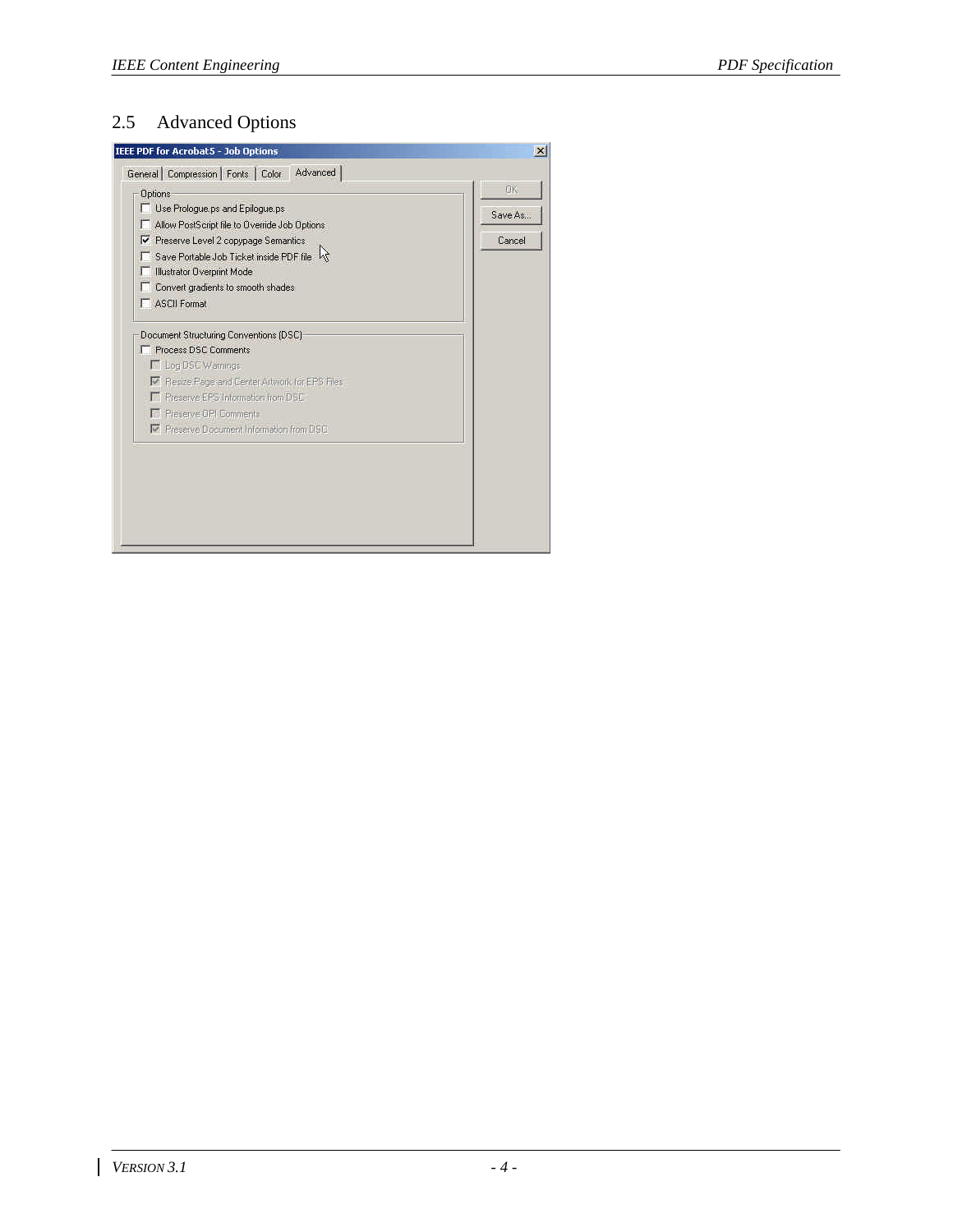## 2.5 Advanced Options

IEEE PDF for Acrobat5 - Job Options

General | Compression | Fonts | Color | Advanced

Options

- [ ] Use Prologue.ps and Epilogue.ps
- [ ] Allow PostScript file to Override Job Options
- [x] Preserve Level 2 copypage Semantics
- [ ] Save Portable Job Ticket inside PDF file
- [ ] Illustrator Overprint Mode
- [ ] Convert gradients to smooth shades
- [ ] ASCII Format

Document Structuring Conventions (DSC)

- [ ] Process DSC Comments
- [ ] Log DSC Warnings
- [x] Resize Page and Center Artwork for EPS Files
- [ ] Preserve EPS Information from DSC
- [ ] Preserve OPI Comments
- [x] Preserve Document Information from DSC

OK | Save As... | Cancel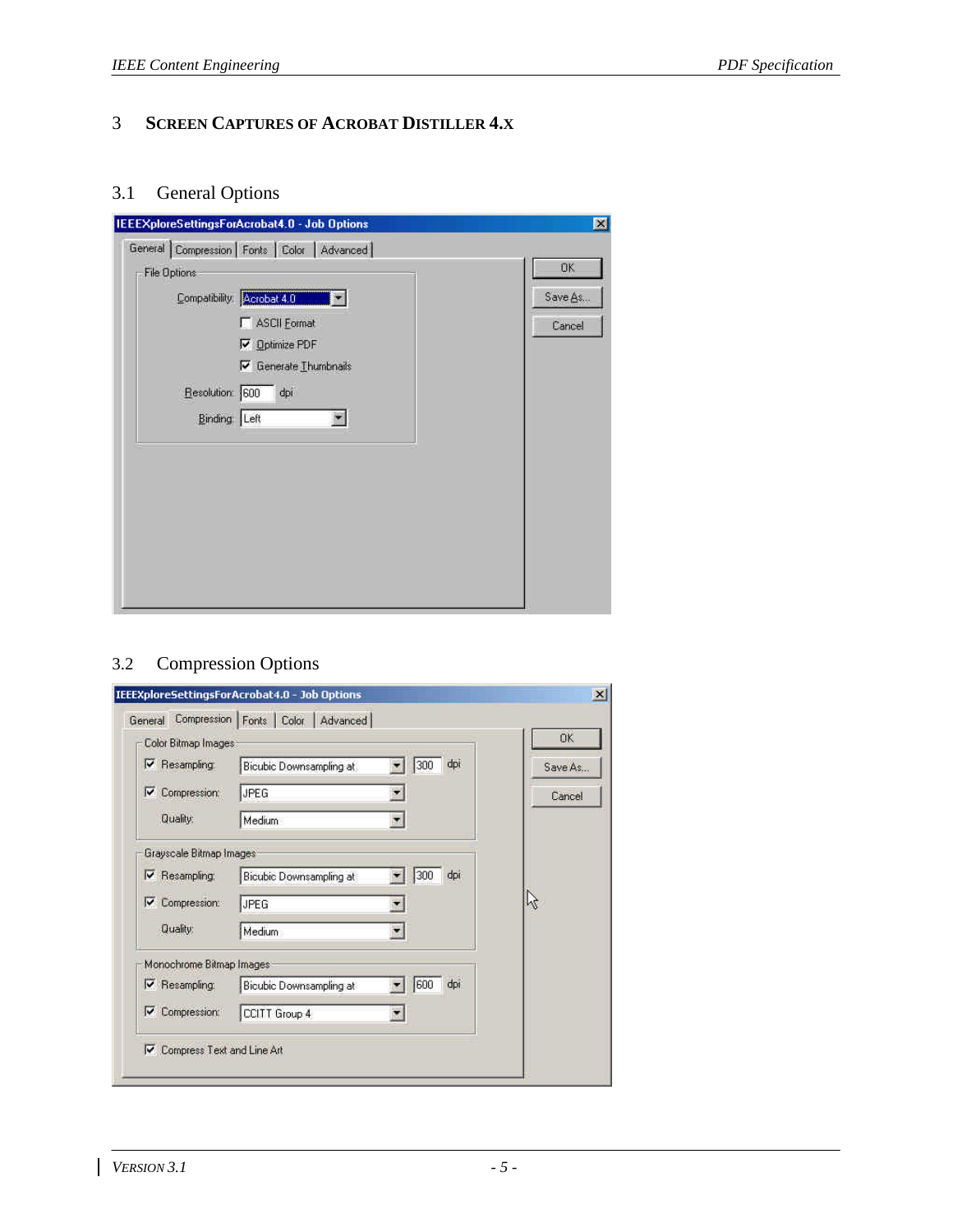# 3 Screen Captures of Acrobat Distiller 4.x

## 3.1 General Options

## 3.2 Compression Options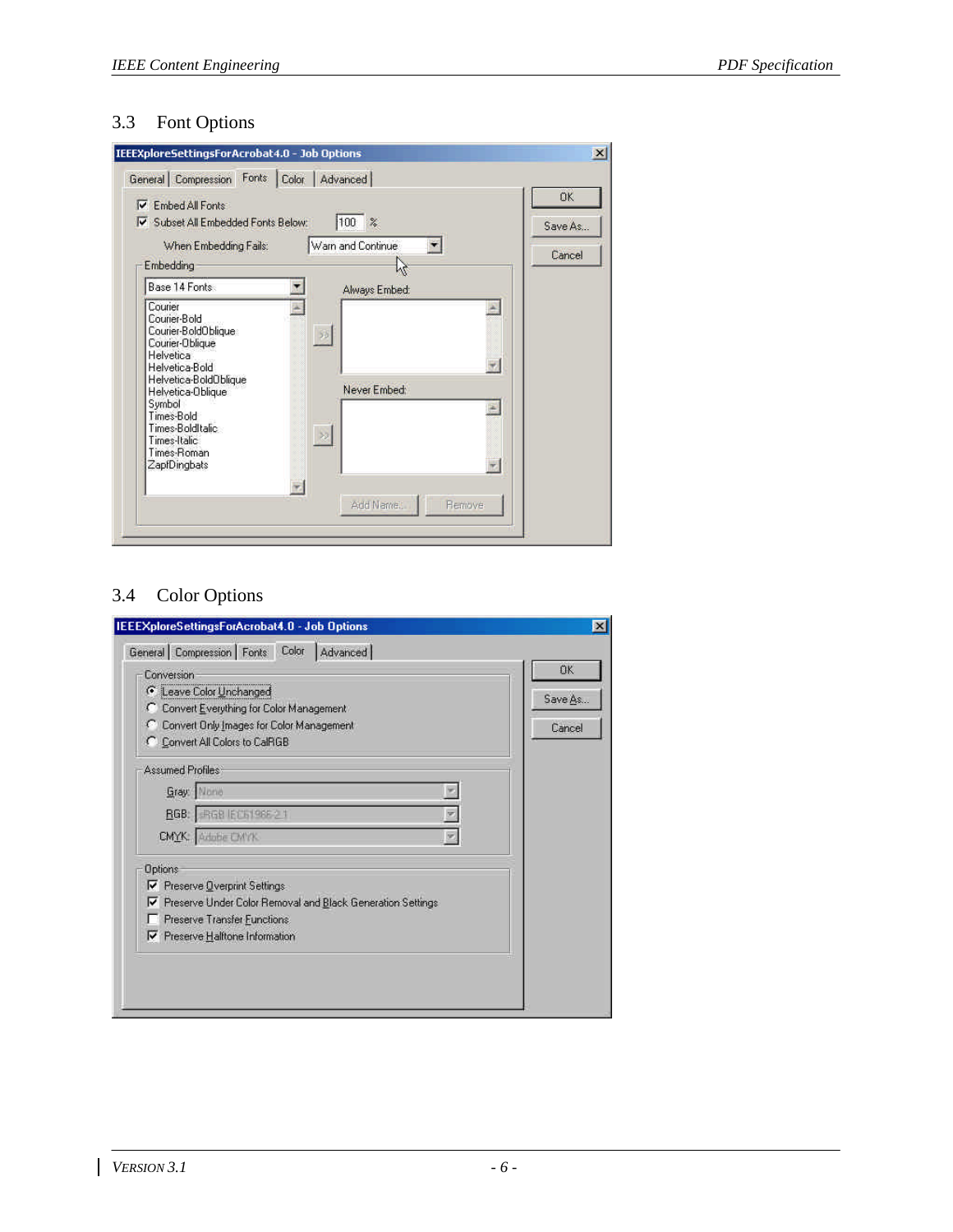## 3.3 Font Options

IEEEXploreSettingsForAcrobat4.0 - Job Options

General | Compression | Fonts | Color | Advanced

- [x] Embed All Fonts
- [x] Subset All Embedded Fonts Below: 100 %

When Embedding Fails: Warn and Continue

Embedding

Base 14 Fonts

- Courier
- Courier-Bold
- Courier-BoldOblique
- Courier-Oblique
- Helvetica
- Helvetica-Bold
- Helvetica-BoldOblique
- Helvetica-Oblique
- Symbol
- Times-Bold
- Times-BoldItalic
- Times-Italic
- Times-Roman
- ZapfDingbats

Always Embed:

Never Embed:

Add Name... | Remove

OK | Save As... | Cancel

## 3.4 Color Options

IEEEXploreSettingsForAcrobat4.0 - Job Options

General | Compression | Fonts | Color | Advanced

Conversion

- (•) Leave Color Unchanged
- ( ) Convert Everything for Color Management
- ( ) Convert Only Images for Color Management
- ( ) Convert All Colors to CalRGB

Assumed Profiles

- Gray: None
- RGB: sRGB IEC61966-2.1
- CMYK: Adobe CMYK

Options

- [x] Preserve Overprint Settings
- [x] Preserve Under Color Removal and Black Generation Settings
- [ ] Preserve Transfer Functions
- [x] Preserve Halftone Information

OK | Save As... | Cancel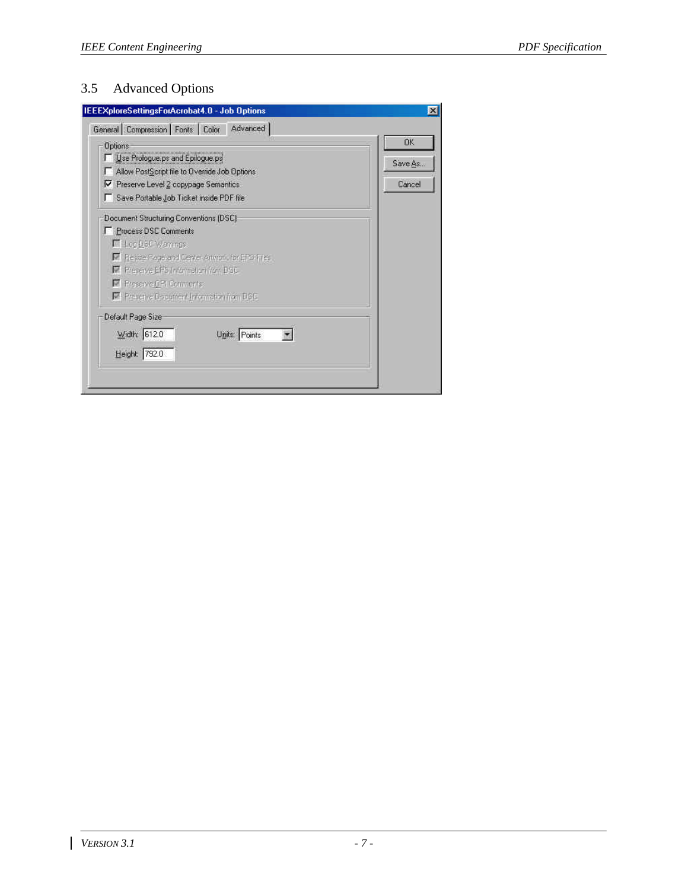## 3.5 Advanced Options

**IEEEXploreSettingsForAcrobat4.0 - Job Options**

General | Compression | Fonts | Color | **Advanced**

**Options**

- [ ] Use Prologue.ps and Epilogue.ps
- [ ] Allow PostScript file to Override Job Options
- [x] Preserve Level 2 copypage Semantics
- [ ] Save Portable Job Ticket inside PDF file

**Document Structuring Conventions (DSC)**

- [ ] Process DSC Comments
  - [ ] Log DSC Warnings
  - [x] Resize Page and Center Artwork for EPS Files
  - [x] Preserve EPS Information from DSC
  - [x] Preserve OPI Comments
  - [x] Preserve Document Information from DSC

**Default Page Size**

Width: 612.0 Units: Points

Height: 792.0

OK | Save As... | Cancel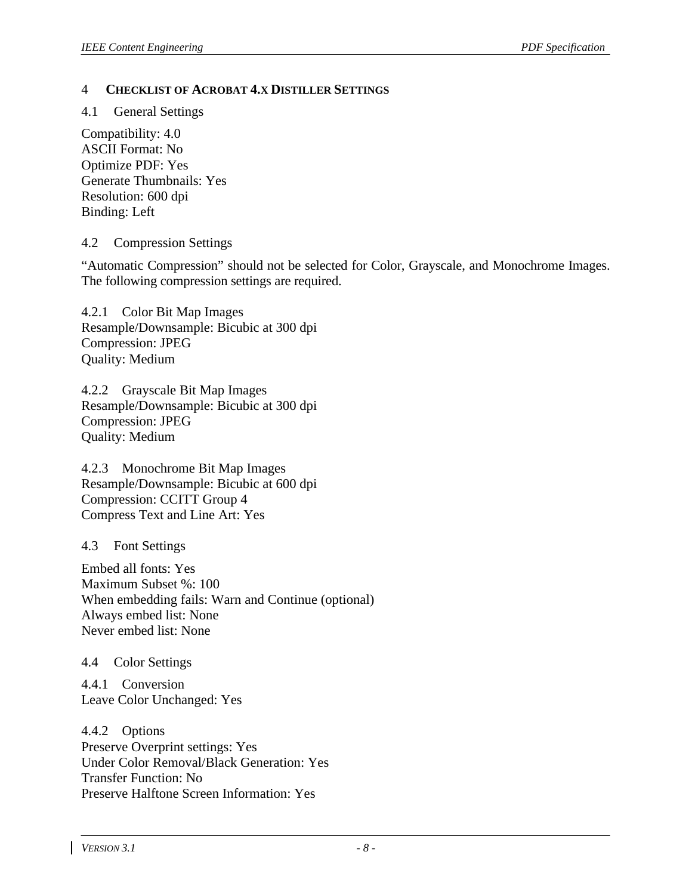# 4 CHECKLIST OF ACROBAT 4.X DISTILLER SETTINGS

## 4.1 General Settings

Compatibility: 4.0
ASCII Format: No
Optimize PDF: Yes
Generate Thumbnails: Yes
Resolution: 600 dpi
Binding: Left

## 4.2 Compression Settings

“Automatic Compression” should not be selected for Color, Grayscale, and Monochrome Images. The following compression settings are required.

### 4.2.1 Color Bit Map Images

Resample/Downsample: Bicubic at 300 dpi
Compression: JPEG
Quality: Medium

### 4.2.2 Grayscale Bit Map Images

Resample/Downsample: Bicubic at 300 dpi
Compression: JPEG
Quality: Medium

### 4.2.3 Monochrome Bit Map Images

Resample/Downsample: Bicubic at 600 dpi
Compression: CCITT Group 4
Compress Text and Line Art: Yes

## 4.3 Font Settings

Embed all fonts: Yes
Maximum Subset %: 100
When embedding fails: Warn and Continue (optional)
Always embed list: None
Never embed list: None

## 4.4 Color Settings

### 4.4.1 Conversion

Leave Color Unchanged: Yes

### 4.4.2 Options

Preserve Overprint settings: Yes
Under Color Removal/Black Generation: Yes
Transfer Function: No
Preserve Halftone Screen Information: Yes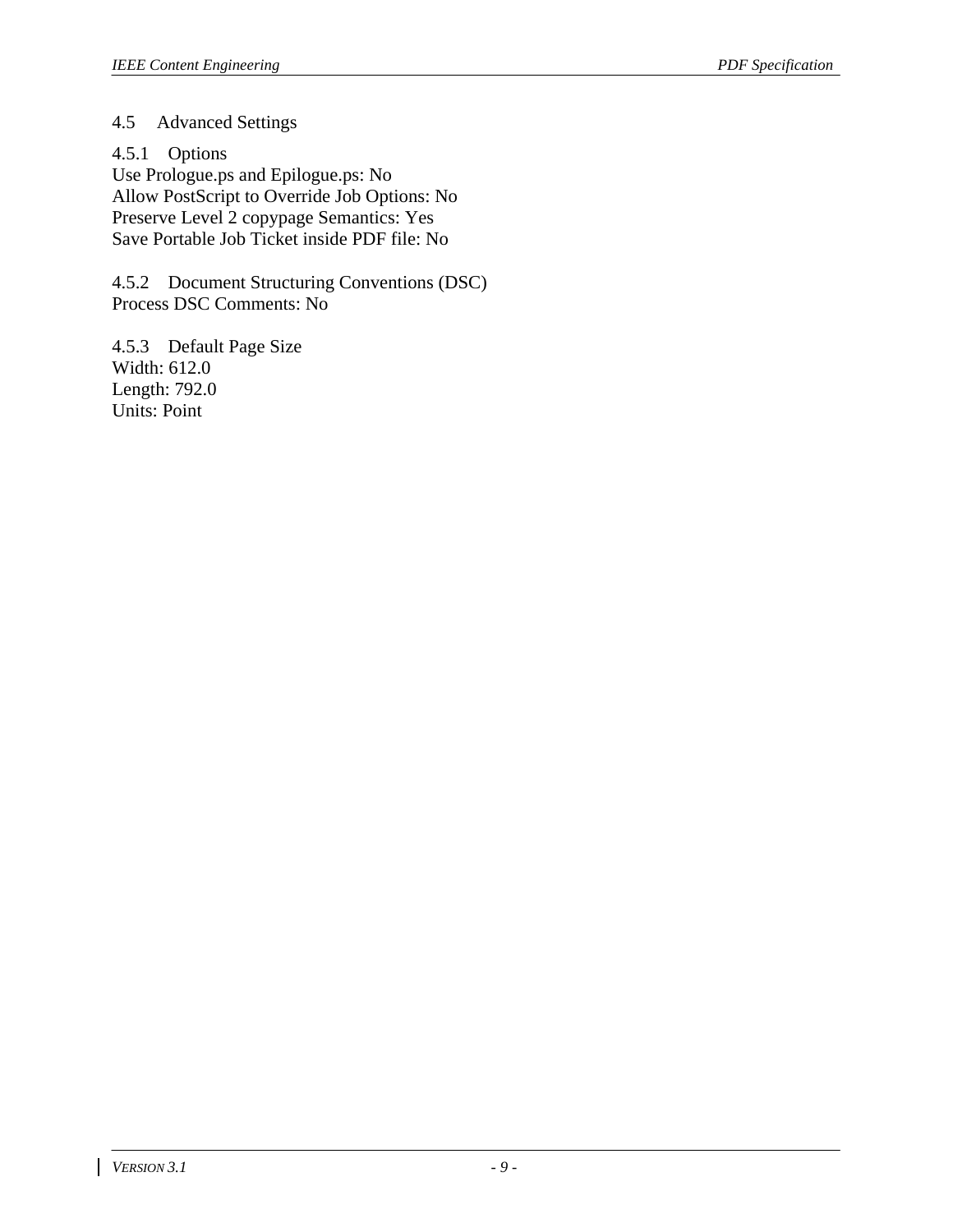## 4.5 Advanced Settings

### 4.5.1 Options

Use Prologue.ps and Epilogue.ps: No
Allow PostScript to Override Job Options: No
Preserve Level 2 copypage Semantics: Yes
Save Portable Job Ticket inside PDF file: No

### 4.5.2 Document Structuring Conventions (DSC)

Process DSC Comments: No

### 4.5.3 Default Page Size

Width: 612.0
Length: 792.0
Units: Point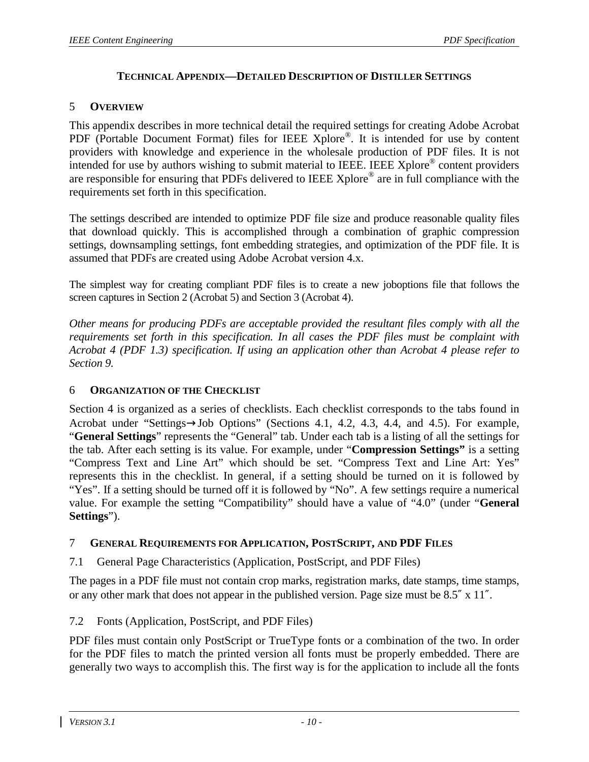# Technical Appendix—Detailed Description of Distiller Settings

## 5 Overview

This appendix describes in more technical detail the required settings for creating Adobe Acrobat PDF (Portable Document Format) files for IEEE Xplore®. It is intended for use by content providers with knowledge and experience in the wholesale production of PDF files. It is not intended for use by authors wishing to submit material to IEEE. IEEE Xplore® content providers are responsible for ensuring that PDFs delivered to IEEE Xplore® are in full compliance with the requirements set forth in this specification.

The settings described are intended to optimize PDF file size and produce reasonable quality files that download quickly. This is accomplished through a combination of graphic compression settings, downsampling settings, font embedding strategies, and optimization of the PDF file. It is assumed that PDFs are created using Adobe Acrobat version 4.x.

The simplest way for creating compliant PDF files is to create a new joboptions file that follows the screen captures in Section 2 (Acrobat 5) and Section 3 (Acrobat 4).

*Other means for producing PDFs are acceptable provided the resultant files comply with all the requirements set forth in this specification. In all cases the PDF files must be complaint with Acrobat 4 (PDF 1.3) specification. If using an application other than Acrobat 4 please refer to Section 9.*

## 6 Organization of the Checklist

Section 4 is organized as a series of checklists. Each checklist corresponds to the tabs found in Acrobat under "Settings→Job Options" (Sections 4.1, 4.2, 4.3, 4.4, and 4.5). For example, "**General Settings**" represents the "General" tab. Under each tab is a listing of all the settings for the tab. After each setting is its value. For example, under "**Compression Settings"** is a setting "Compress Text and Line Art" which should be set. "Compress Text and Line Art: Yes" represents this in the checklist. In general, if a setting should be turned on it is followed by "Yes". If a setting should be turned off it is followed by "No". A few settings require a numerical value. For example the setting "Compatibility" should have a value of "4.0" (under "**General Settings**").

## 7 General Requirements for Application, PostScript, and PDF Files

### 7.1 General Page Characteristics (Application, PostScript, and PDF Files)

The pages in a PDF file must not contain crop marks, registration marks, date stamps, time stamps, or any other mark that does not appear in the published version. Page size must be 8.5″ x 11″.

### 7.2 Fonts (Application, PostScript, and PDF Files)

PDF files must contain only PostScript or TrueType fonts or a combination of the two. In order for the PDF files to match the printed version all fonts must be properly embedded. There are generally two ways to accomplish this. The first way is for the application to include all the fonts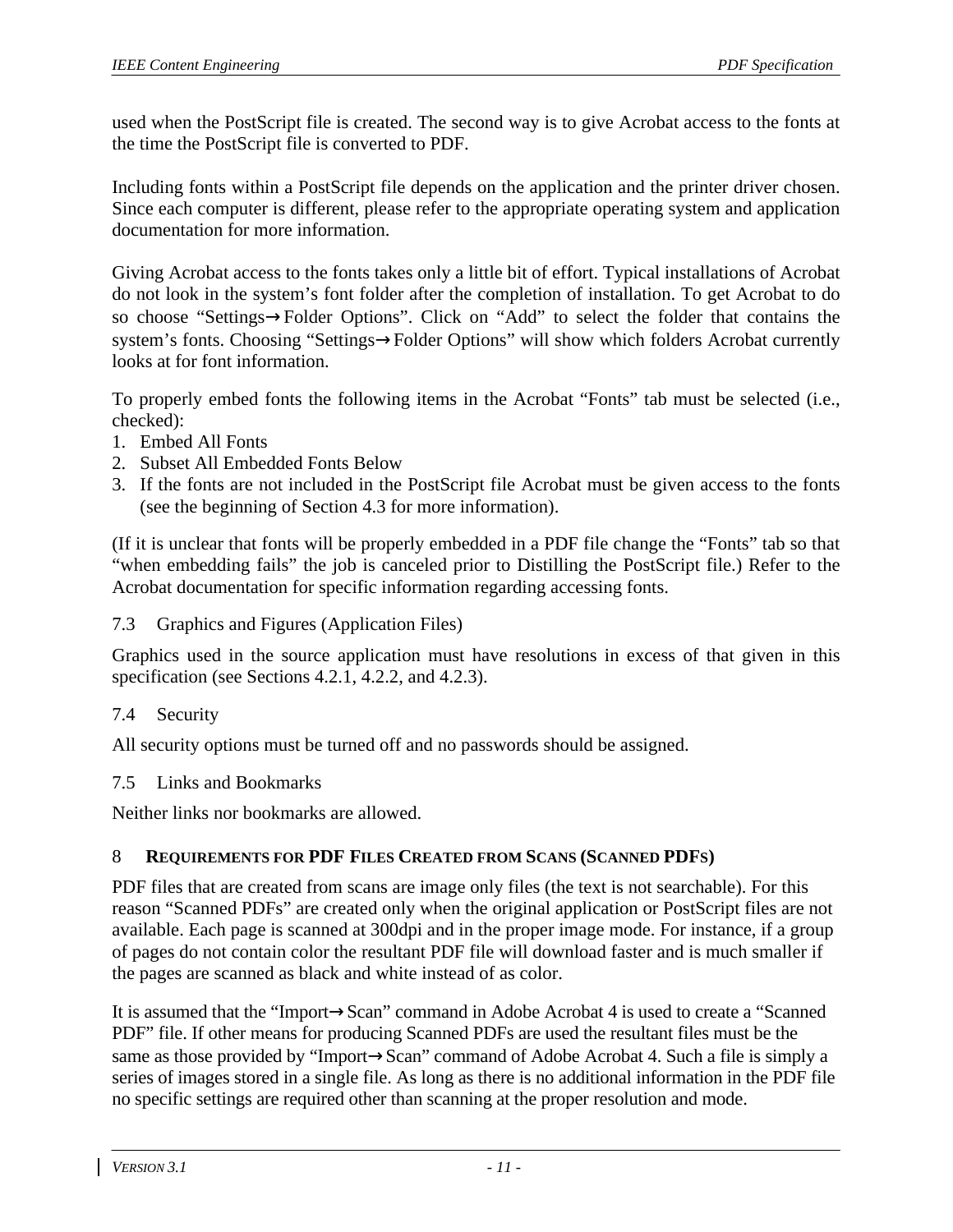used when the PostScript file is created. The second way is to give Acrobat access to the fonts at the time the PostScript file is converted to PDF.

Including fonts within a PostScript file depends on the application and the printer driver chosen. Since each computer is different, please refer to the appropriate operating system and application documentation for more information.

Giving Acrobat access to the fonts takes only a little bit of effort. Typical installations of Acrobat do not look in the system's font folder after the completion of installation. To get Acrobat to do so choose "Settings→Folder Options". Click on "Add" to select the folder that contains the system's fonts. Choosing "Settings→Folder Options" will show which folders Acrobat currently looks at for font information.

To properly embed fonts the following items in the Acrobat "Fonts" tab must be selected (i.e., checked):

1. Embed All Fonts
2. Subset All Embedded Fonts Below
3. If the fonts are not included in the PostScript file Acrobat must be given access to the fonts (see the beginning of Section 4.3 for more information).

(If it is unclear that fonts will be properly embedded in a PDF file change the "Fonts" tab so that "when embedding fails" the job is canceled prior to Distilling the PostScript file.) Refer to the Acrobat documentation for specific information regarding accessing fonts.

### 7.3 Graphics and Figures (Application Files)

Graphics used in the source application must have resolutions in excess of that given in this specification (see Sections 4.2.1, 4.2.2, and 4.2.3).

### 7.4 Security

All security options must be turned off and no passwords should be assigned.

### 7.5 Links and Bookmarks

Neither links nor bookmarks are allowed.

## 8 REQUIREMENTS FOR PDF FILES CREATED FROM SCANS (SCANNED PDFS)

PDF files that are created from scans are image only files (the text is not searchable). For this reason "Scanned PDFs" are created only when the original application or PostScript files are not available. Each page is scanned at 300dpi and in the proper image mode. For instance, if a group of pages do not contain color the resultant PDF file will download faster and is much smaller if the pages are scanned as black and white instead of as color.

It is assumed that the "Import→Scan" command in Adobe Acrobat 4 is used to create a "Scanned PDF" file. If other means for producing Scanned PDFs are used the resultant files must be the same as those provided by "Import→Scan" command of Adobe Acrobat 4. Such a file is simply a series of images stored in a single file. As long as there is no additional information in the PDF file no specific settings are required other than scanning at the proper resolution and mode.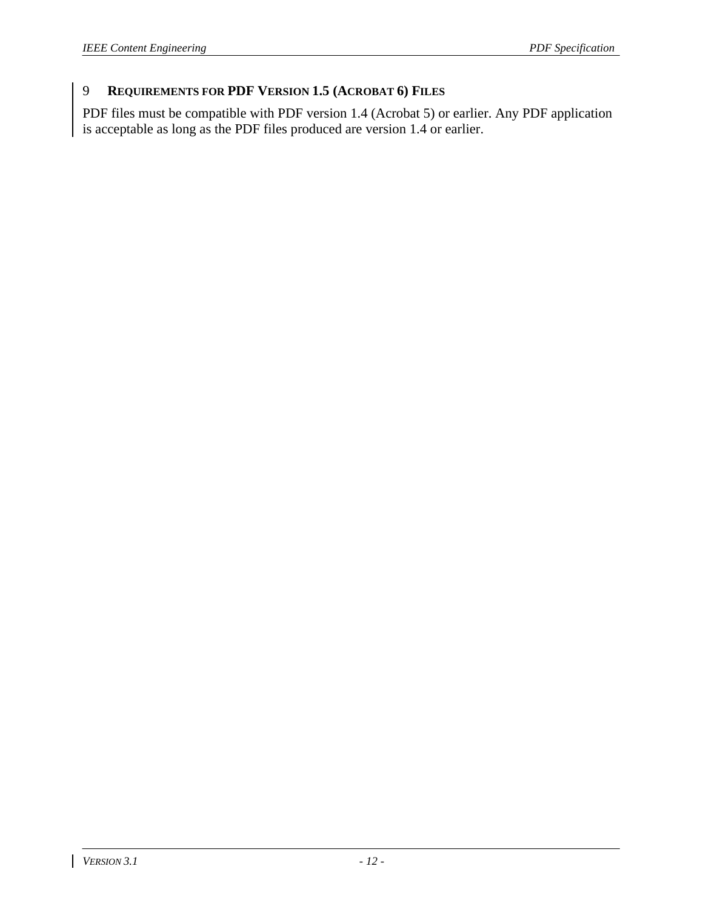# 9 Requirements for PDF Version 1.5 (Acrobat 6) Files

PDF files must be compatible with PDF version 1.4 (Acrobat 5) or earlier. Any PDF application is acceptable as long as the PDF files produced are version 1.4 or earlier.